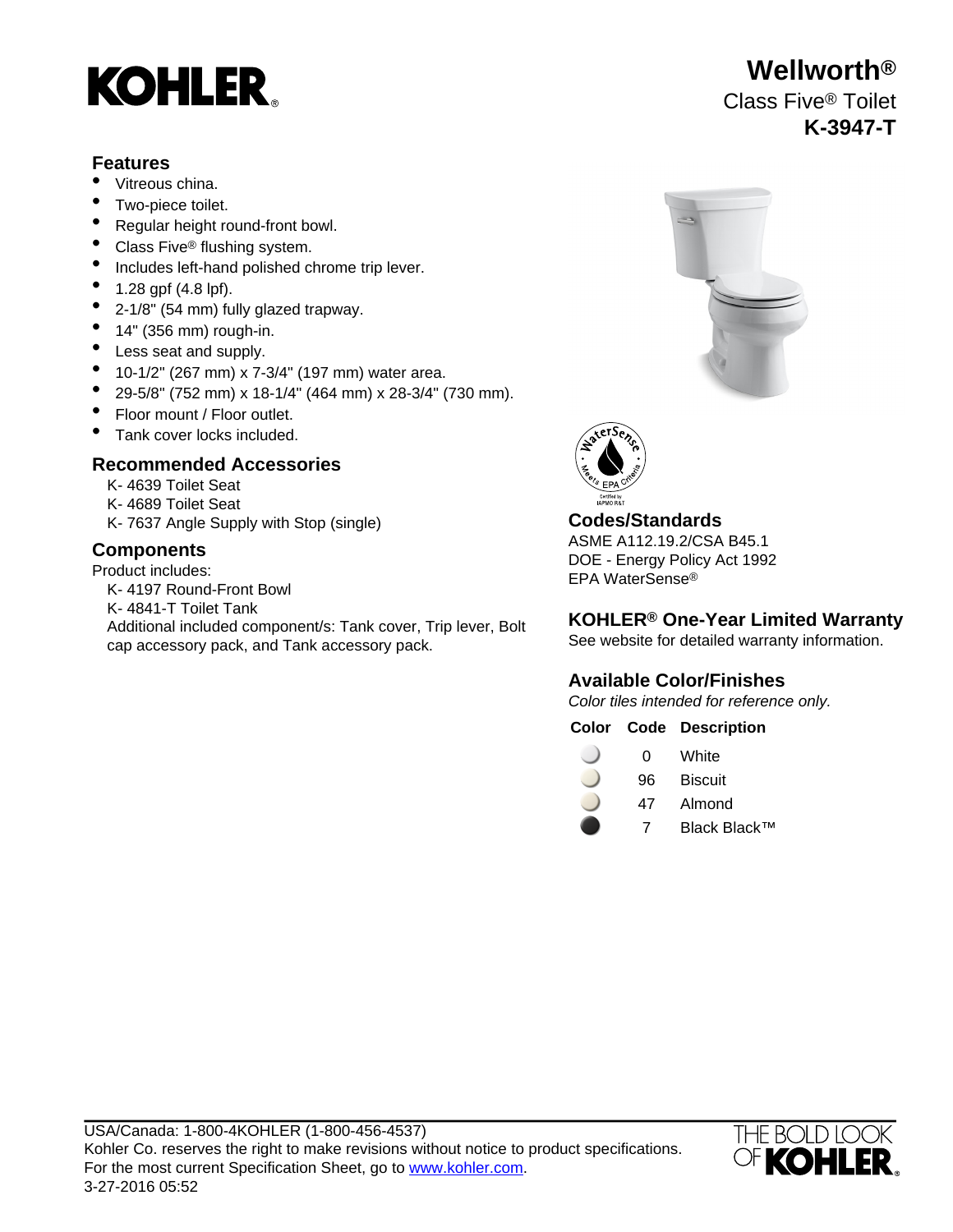# KOHLER

# Wellworth®

Class Five® Toilet

**K-3947-T**

## Features

- Vitreous china.
- Two-piece toilet.
- Regular height round-front bowl.
- Class Five® flushing system.
- Includes left-hand polished chrome trip lever.
- 1.28 gpf (4.8 lpf).
- 2-1/8" (54 mm) fully glazed trapway.
- 14" (356 mm) rough-in.
- Less seat and supply.
- 10-1/2" (267 mm) x 7-3/4" (197 mm) water area.
- 29-5/8" (752 mm) x 18-1/4" (464 mm) x 28-3/4" (730 mm).
- Floor mount / Floor outlet.
- Tank cover locks included.

## Recommended Accessories

K- 4639 Toilet Seat
K- 4689 Toilet Seat
K- 7637 Angle Supply with Stop (single)

## Components

Product includes:

K- 4197 Round-Front Bowl
K- 4841-T Toilet Tank
Additional included component/s: Tank cover, Trip lever, Bolt cap accessory pack, and Tank accessory pack.

## Codes/Standards

ASME A112.19.2/CSA B45.1
DOE - Energy Policy Act 1992
EPA WaterSense®

## KOHLER® One-Year Limited Warranty

See website for detailed warranty information.

## Available Color/Finishes

*Color tiles intended for reference only.*

| Color | Code | Description |
|---|---|---|
| | 0 | White |
| | 96 | Biscuit |
| | 47 | Almond |
| | 7 | Black Black™ |

USA/Canada: 1-800-4KOHLER (1-800-456-4537)
Kohler Co. reserves the right to make revisions without notice to product specifications.
For the most current Specification Sheet, go to www.kohler.com.
3-27-2016 05:52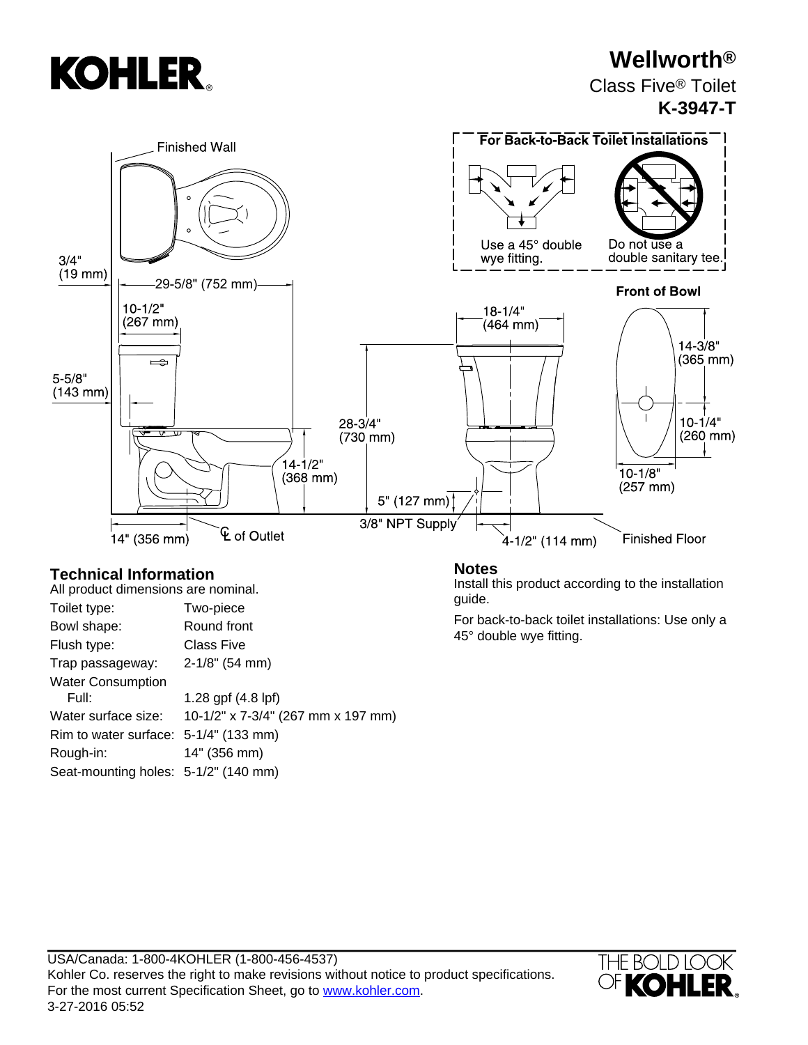# KOHLER

## Wellworth®

Class Five® Toilet

**K-3947-T**

Finished Wall

3/4"
(19 mm)

29-5/8" (752 mm)

10-1/2"
(267 mm)

5-5/8"
(143 mm)

28-3/4"
(730 mm)

14-1/2"
(368 mm)

14" (356 mm)

℄ of Outlet

For Back-to-Back Toilet Installations

Use a 45° double wye fitting.

Do not use a double sanitary tee.

Front of Bowl

18-1/4"
(464 mm)

5" (127 mm)

3/8" NPT Supply

4-1/2" (114 mm)

Finished Floor

14-3/8"
(365 mm)

10-1/4"
(260 mm)

10-1/8"
(257 mm)

## Technical Information

All product dimensions are nominal.

| | |
|---|---|
| Toilet type: | Two-piece |
| Bowl shape: | Round front |
| Flush type: | Class Five |
| Trap passageway: | 2-1/8" (54 mm) |
| Water Consumption | |
| Full: | 1.28 gpf (4.8 lpf) |
| Water surface size: | 10-1/2" x 7-3/4" (267 mm x 197 mm) |
| Rim to water surface: | 5-1/4" (133 mm) |
| Rough-in: | 14" (356 mm) |
| Seat-mounting holes: | 5-1/2" (140 mm) |

## Notes

Install this product according to the installation guide.

For back-to-back toilet installations: Use only a 45° double wye fitting.

USA/Canada: 1-800-4KOHLER (1-800-456-4537)
Kohler Co. reserves the right to make revisions without notice to product specifications.
For the most current Specification Sheet, go to www.kohler.com.
3-27-2016 05:52

THE BOLD LOOK OF KOHLER.